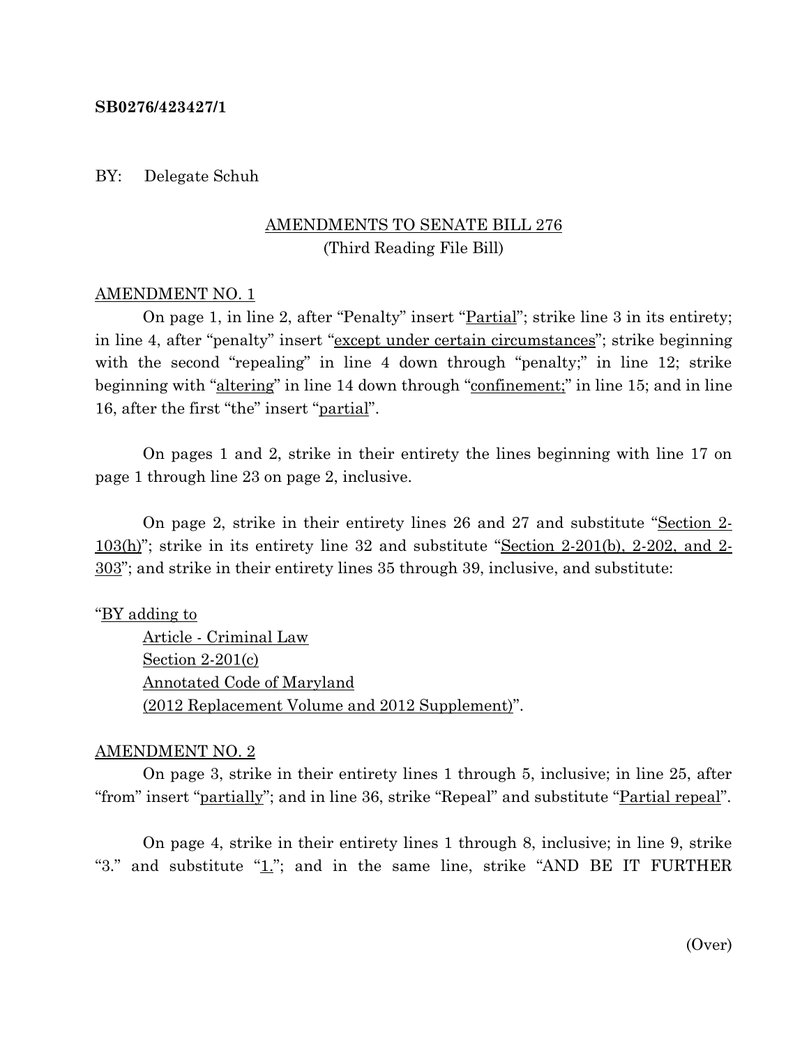**SB0276/423427/1**

BY: Delegate Schuh

AMENDMENTS TO SENATE BILL 276
(Third Reading File Bill)

AMENDMENT NO. 1

On page 1, in line 2, after "Penalty" insert "Partial"; strike line 3 in its entirety; in line 4, after "penalty" insert "except under certain circumstances"; strike beginning with the second "repealing" in line 4 down through "penalty;" in line 12; strike beginning with "altering" in line 14 down through "confinement;" in line 15; and in line 16, after the first "the" insert "partial".

On pages 1 and 2, strike in their entirety the lines beginning with line 17 on page 1 through line 23 on page 2, inclusive.

On page 2, strike in their entirety lines 26 and 27 and substitute "Section 2-103(h)"; strike in its entirety line 32 and substitute "Section 2-201(b), 2-202, and 2-303"; and strike in their entirety lines 35 through 39, inclusive, and substitute:

"BY adding to
Article - Criminal Law
Section 2-201(c)
Annotated Code of Maryland
(2012 Replacement Volume and 2012 Supplement)".

AMENDMENT NO. 2

On page 3, strike in their entirety lines 1 through 5, inclusive; in line 25, after "from" insert "partially"; and in line 36, strike "Repeal" and substitute "Partial repeal".

On page 4, strike in their entirety lines 1 through 8, inclusive; in line 9, strike "3." and substitute "1."; and in the same line, strike "AND BE IT FURTHER

(Over)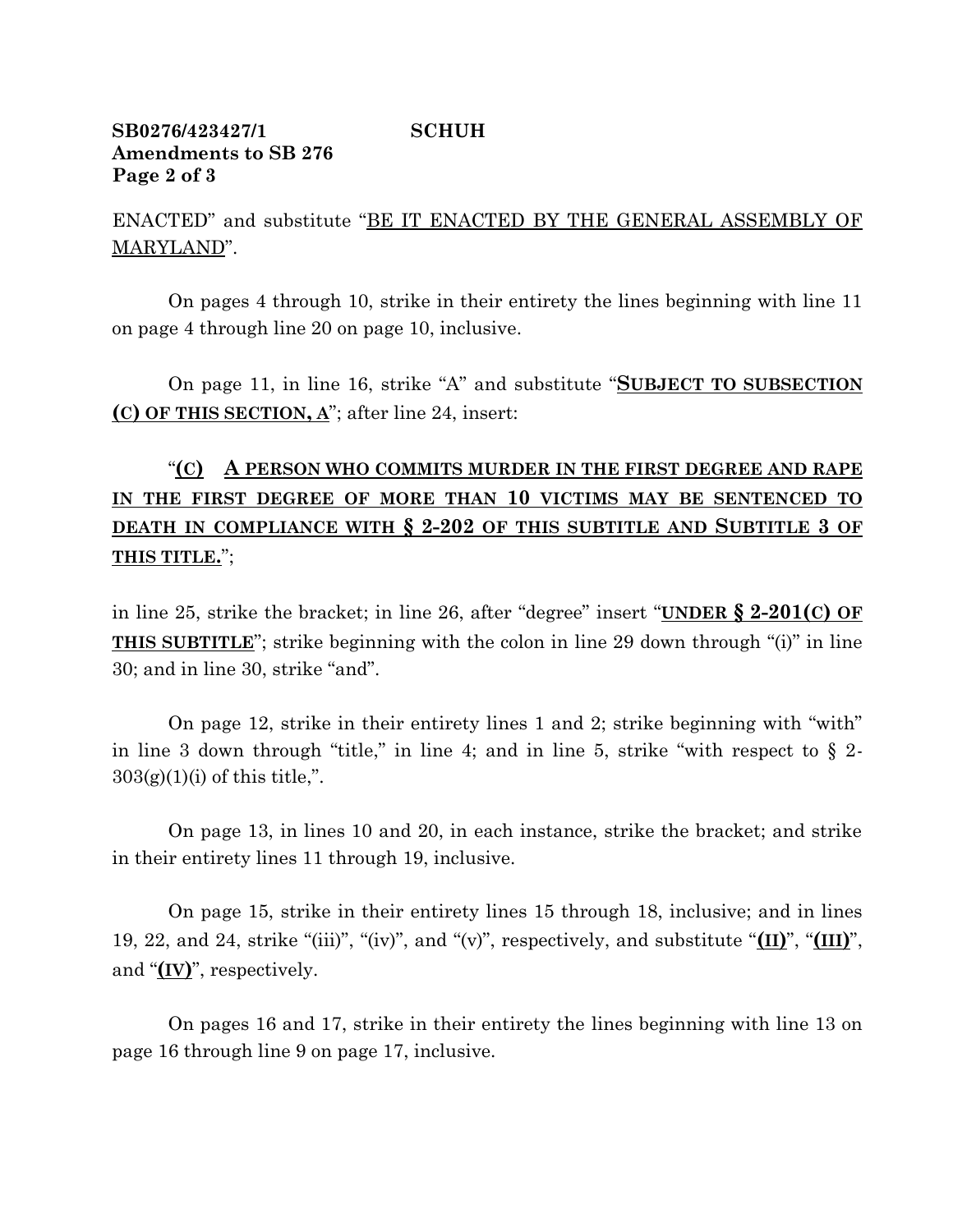ENACTED" and substitute "BE IT ENACTED BY THE GENERAL ASSEMBLY OF MARYLAND".

On pages 4 through 10, strike in their entirety the lines beginning with line 11 on page 4 through line 20 on page 10, inclusive.

On page 11, in line 16, strike "A" and substitute "**SUBJECT TO SUBSECTION (C) OF THIS SECTION, A**"; after line 24, insert:

"**(C) A PERSON WHO COMMITS MURDER IN THE FIRST DEGREE AND RAPE IN THE FIRST DEGREE OF MORE THAN 10 VICTIMS MAY BE SENTENCED TO DEATH IN COMPLIANCE WITH § 2-202 OF THIS SUBTITLE AND SUBTITLE 3 OF THIS TITLE.**";

in line 25, strike the bracket; in line 26, after "degree" insert "**UNDER § 2-201(C) OF THIS SUBTITLE**"; strike beginning with the colon in line 29 down through "(i)" in line 30; and in line 30, strike "and".

On page 12, strike in their entirety lines 1 and 2; strike beginning with "with" in line 3 down through "title," in line 4; and in line 5, strike "with respect to § 2-303(g)(1)(i) of this title,".

On page 13, in lines 10 and 20, in each instance, strike the bracket; and strike in their entirety lines 11 through 19, inclusive.

On page 15, strike in their entirety lines 15 through 18, inclusive; and in lines 19, 22, and 24, strike "(iii)", "(iv)", and "(v)", respectively, and substitute "**(II)**", "**(III)**", and "**(IV)**", respectively.

On pages 16 and 17, strike in their entirety the lines beginning with line 13 on page 16 through line 9 on page 17, inclusive.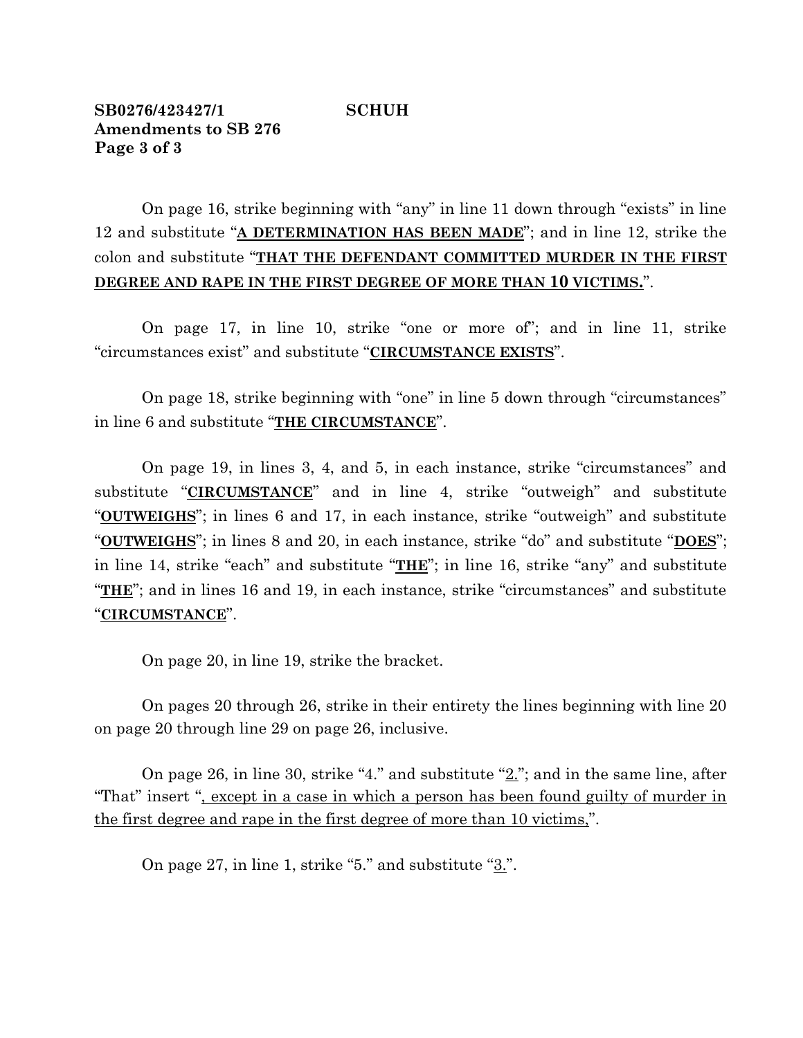On page 16, strike beginning with "any" in line 11 down through "exists" in line 12 and substitute "**A DETERMINATION HAS BEEN MADE**"; and in line 12, strike the colon and substitute "**THAT THE DEFENDANT COMMITTED MURDER IN THE FIRST DEGREE AND RAPE IN THE FIRST DEGREE OF MORE THAN 10 VICTIMS.**".

On page 17, in line 10, strike "one or more of"; and in line 11, strike "circumstances exist" and substitute "**CIRCUMSTANCE EXISTS**".

On page 18, strike beginning with "one" in line 5 down through "circumstances" in line 6 and substitute "**THE CIRCUMSTANCE**".

On page 19, in lines 3, 4, and 5, in each instance, strike "circumstances" and substitute "**CIRCUMSTANCE**" and in line 4, strike "outweigh" and substitute "**OUTWEIGHS**"; in lines 6 and 17, in each instance, strike "outweigh" and substitute "**OUTWEIGHS**"; in lines 8 and 20, in each instance, strike "do" and substitute "**DOES**"; in line 14, strike "each" and substitute "**THE**"; in line 16, strike "any" and substitute "**THE**"; and in lines 16 and 19, in each instance, strike "circumstances" and substitute "**CIRCUMSTANCE**".

On page 20, in line 19, strike the bracket.

On pages 20 through 26, strike in their entirety the lines beginning with line 20 on page 20 through line 29 on page 26, inclusive.

On page 26, in line 30, strike "4." and substitute "2."; and in the same line, after "That" insert ", except in a case in which a person has been found guilty of murder in the first degree and rape in the first degree of more than 10 victims,".

On page 27, in line 1, strike "5." and substitute "3.".